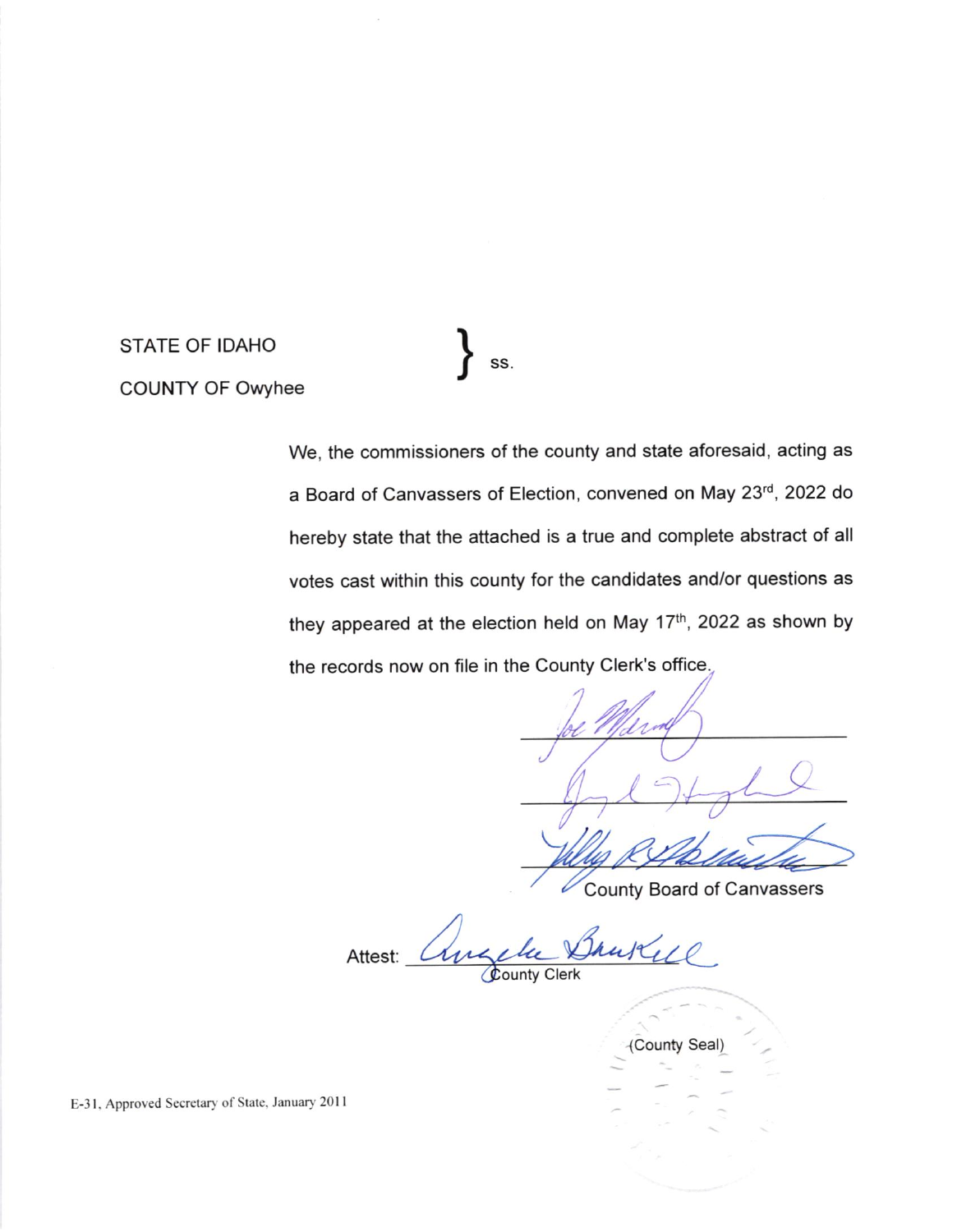STATE OF IDAHO
COUNTY OF Owyhee
} ss.

We, the commissioners of the county and state aforesaid, acting as a Board of Canvassers of Election, convened on May 23rd, 2022 do hereby state that the attached is a true and complete abstract of all votes cast within this county for the candidates and/or questions as they appeared at the election held on May 17th, 2022 as shown by the records now on file in the County Clerk's office.

\_\_\_\_\_\_\_\_\_\_\_\_\_\_\_\_\_\_\_\_\_\_\_\_

\_\_\_\_\_\_\_\_\_\_\_\_\_\_\_\_\_\_\_\_\_\_\_\_

\_\_\_\_\_\_\_\_\_\_\_\_\_\_\_\_\_\_\_\_\_\_\_\_

County Board of Canvassers

Attest: \_\_\_\_\_\_\_\_\_\_\_\_\_\_\_\_\_\_\_\_\_\_\_\_
County Clerk

(County Seal)

E-31, Approved Secretary of State, January 2011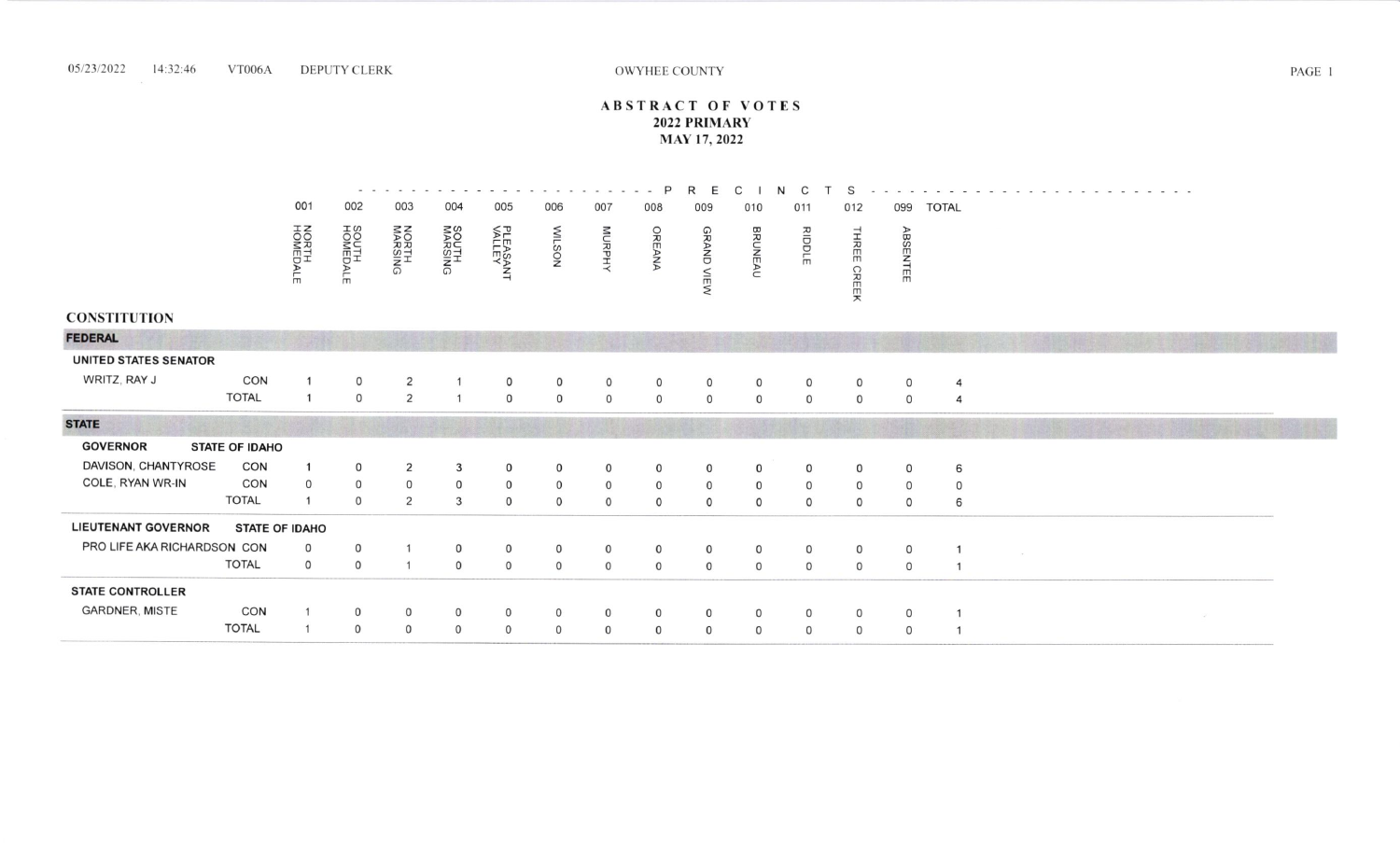# ABSTRACT OF VOTES
## 2022 PRIMARY
### MAY 17, 2022

OWYHEE COUNTY

## CONSTITUTION

| | | 001 NORTH HOMEDALE | 002 SOUTH HOMEDALE | 003 NORTH MARSING | 004 SOUTH MARSING | 005 PLEASANT VALLEY | 006 WILSON | 007 MURPHY | 008 OREANA | 009 GRAND VIEW | 010 BRUNEAU | 011 RIDDLE | 012 THREE CREEK | 099 ABSENTEE | TOTAL |
|---|---|---|---|---|---|---|---|---|---|---|---|---|---|---|---|
| **FEDERAL** | | | | | | | | | | | | | | | |
| **UNITED STATES SENATOR** | | | | | | | | | | | | | | | |
| WRITZ, RAY J | CON | 1 | 0 | 2 | 1 | 0 | 0 | 0 | 0 | 0 | 0 | 0 | 0 | 0 | 4 |
| | TOTAL | 1 | 0 | 2 | 1 | 0 | 0 | 0 | 0 | 0 | 0 | 0 | 0 | 0 | 4 |
| **STATE** | | | | | | | | | | | | | | | |
| **GOVERNOR — STATE OF IDAHO** | | | | | | | | | | | | | | | |
| DAVISON, CHANTYROSE | CON | 1 | 0 | 2 | 3 | 0 | 0 | 0 | 0 | 0 | 0 | 0 | 0 | 0 | 6 |
| COLE, RYAN WR-IN | CON | 0 | 0 | 0 | 0 | 0 | 0 | 0 | 0 | 0 | 0 | 0 | 0 | 0 | 0 |
| | TOTAL | 1 | 0 | 2 | 3 | 0 | 0 | 0 | 0 | 0 | 0 | 0 | 0 | 0 | 6 |
| **LIEUTENANT GOVERNOR — STATE OF IDAHO** | | | | | | | | | | | | | | | |
| PRO LIFE AKA RICHARDSON | CON | 0 | 0 | 1 | 0 | 0 | 0 | 0 | 0 | 0 | 0 | 0 | 0 | 0 | 1 |
| | TOTAL | 0 | 0 | 1 | 0 | 0 | 0 | 0 | 0 | 0 | 0 | 0 | 0 | 0 | 1 |
| **STATE CONTROLLER** | | | | | | | | | | | | | | | |
| GARDNER, MISTE | CON | 1 | 0 | 0 | 0 | 0 | 0 | 0 | 0 | 0 | 0 | 0 | 0 | 0 | 1 |
| | TOTAL | 1 | 0 | 0 | 0 | 0 | 0 | 0 | 0 | 0 | 0 | 0 | 0 | 0 | 1 |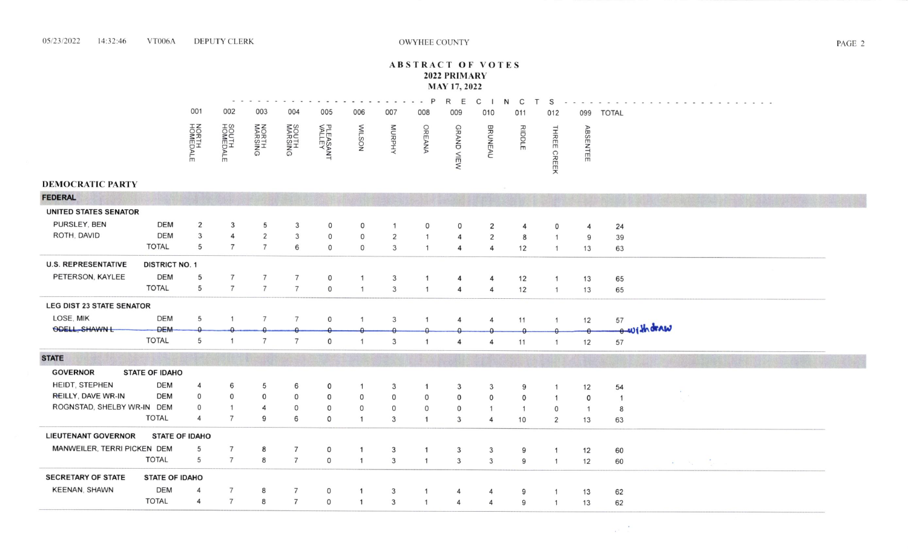OWYHEE COUNTY

# ABSTRACT OF VOTES
## 2022 PRIMARY
### MAY 17, 2022

## DEMOCRATIC PARTY

### FEDERAL

| | | 001 NORTH HOMEDALE | 002 SOUTH HOMEDALE | 003 NORTH MARSING | 004 SOUTH MARSING | 005 PLEASANT VALLEY | 006 WILSON | 007 MURPHY | 008 OREANA | 009 GRAND VIEW | 010 BRUNEAU | 011 RIDDLE | 012 THREE CREEK | 099 ABSENTEE | TOTAL |
|---|---|---|---|---|---|---|---|---|---|---|---|---|---|---|---|
| **UNITED STATES SENATOR** | | | | | | | | | | | | | | | |
| PURSLEY, BEN | DEM | 2 | 3 | 5 | 3 | 0 | 0 | 1 | 0 | 0 | 2 | 4 | 0 | 4 | 24 |
| ROTH, DAVID | DEM | 3 | 4 | 2 | 3 | 0 | 0 | 2 | 1 | 4 | 2 | 8 | 1 | 9 | 39 |
| | TOTAL | 5 | 7 | 7 | 6 | 0 | 0 | 3 | 1 | 4 | 4 | 12 | 1 | 13 | 63 |
| **U.S. REPRESENTATIVE** | **DISTRICT NO. 1** | | | | | | | | | | | | | | |
| PETERSON, KAYLEE | DEM | 5 | 7 | 7 | 7 | 0 | 1 | 3 | 1 | 4 | 4 | 12 | 1 | 13 | 65 |
| | TOTAL | 5 | 7 | 7 | 7 | 0 | 1 | 3 | 1 | 4 | 4 | 12 | 1 | 13 | 65 |
| **LEG DIST 23 STATE SENATOR** | | | | | | | | | | | | | | | |
| LOSE, MIK | DEM | 5 | 1 | 7 | 7 | 0 | 1 | 3 | 1 | 4 | 4 | 11 | 1 | 12 | 57 |
| ~~ODELL, SHAWN L~~ | ~~DEM~~ | ~~0~~ | ~~0~~ | ~~0~~ | ~~0~~ | ~~0~~ | ~~0~~ | ~~0~~ | ~~0~~ | ~~0~~ | ~~0~~ | ~~0~~ | ~~0~~ | ~~0~~ | ~~0~~ withdraw |
| | TOTAL | 5 | 1 | 7 | 7 | 0 | 1 | 3 | 1 | 4 | 4 | 11 | 1 | 12 | 57 |

### STATE

| | | 001 NORTH HOMEDALE | 002 SOUTH HOMEDALE | 003 NORTH MARSING | 004 SOUTH MARSING | 005 PLEASANT VALLEY | 006 WILSON | 007 MURPHY | 008 OREANA | 009 GRAND VIEW | 010 BRUNEAU | 011 RIDDLE | 012 THREE CREEK | 099 ABSENTEE | TOTAL |
|---|---|---|---|---|---|---|---|---|---|---|---|---|---|---|---|
| **GOVERNOR** | **STATE OF IDAHO** | | | | | | | | | | | | | | |
| HEIDT, STEPHEN | DEM | 4 | 6 | 5 | 6 | 0 | 1 | 3 | 1 | 3 | 3 | 9 | 1 | 12 | 54 |
| REILLY, DAVE WR-IN | DEM | 0 | 0 | 0 | 0 | 0 | 0 | 0 | 0 | 0 | 0 | 0 | 1 | 0 | 1 |
| ROGNSTAD, SHELBY WR-IN | DEM | 0 | 1 | 4 | 0 | 0 | 0 | 0 | 0 | 0 | 1 | 1 | 0 | 1 | 8 |
| | TOTAL | 4 | 7 | 9 | 6 | 0 | 1 | 3 | 1 | 3 | 4 | 10 | 2 | 13 | 63 |
| **LIEUTENANT GOVERNOR** | **STATE OF IDAHO** | | | | | | | | | | | | | | |
| MANWEILER, TERRI PICKEN | DEM | 5 | 7 | 8 | 7 | 0 | 1 | 3 | 1 | 3 | 3 | 9 | 1 | 12 | 60 |
| | TOTAL | 5 | 7 | 8 | 7 | 0 | 1 | 3 | 1 | 3 | 3 | 9 | 1 | 12 | 60 |
| **SECRETARY OF STATE** | **STATE OF IDAHO** | | | | | | | | | | | | | | |
| KEENAN, SHAWN | DEM | 4 | 7 | 8 | 7 | 0 | 1 | 3 | 1 | 4 | 4 | 9 | 1 | 13 | 62 |
| | TOTAL | 4 | 7 | 8 | 7 | 0 | 1 | 3 | 1 | 4 | 4 | 9 | 1 | 13 | 62 |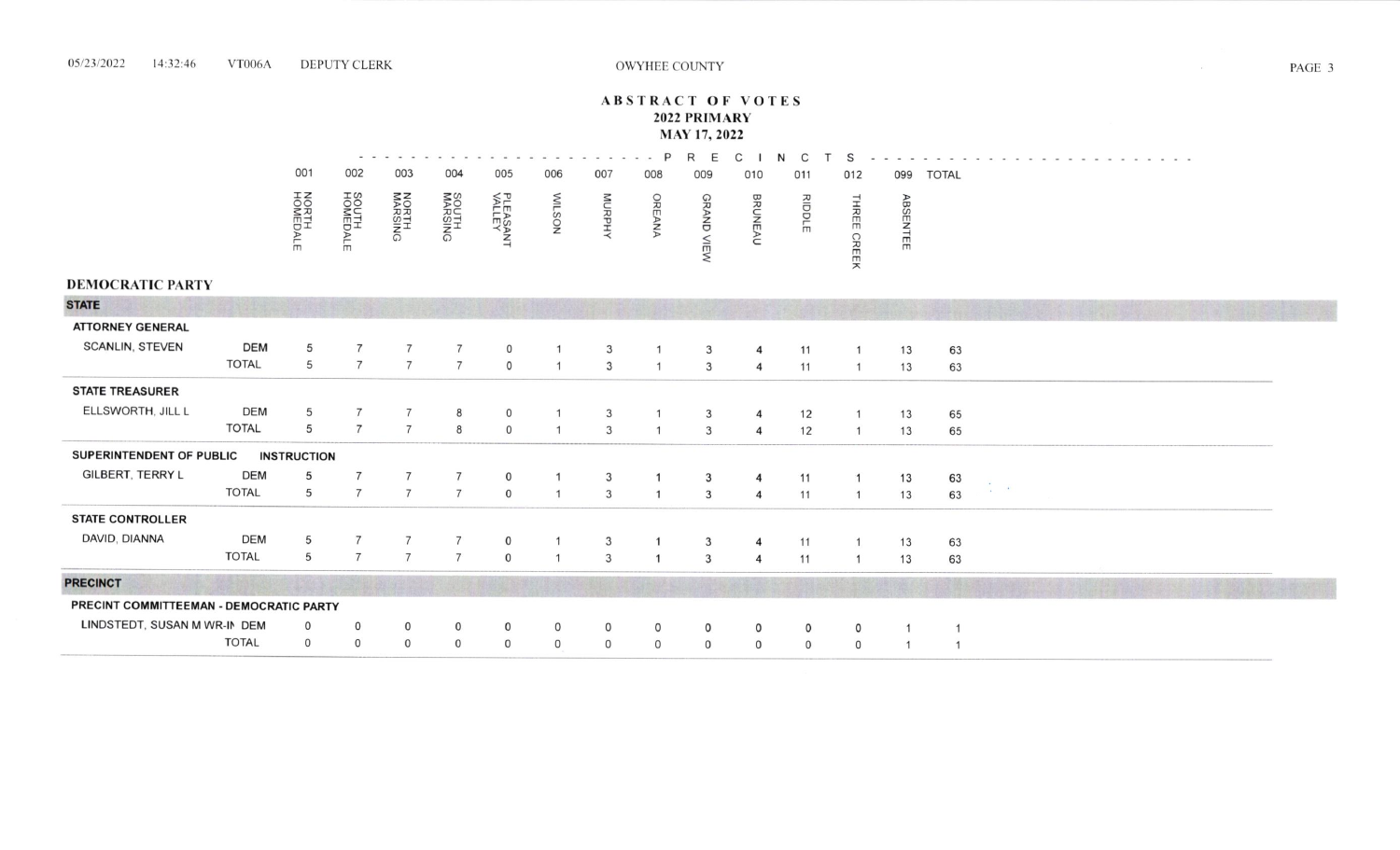# ABSTRACT OF VOTES
## 2022 PRIMARY
## MAY 17, 2022

## DEMOCRATIC PARTY

### STATE

| | | 001 NORTH HOMEDALE | 002 SOUTH HOMEDALE | 003 NORTH MARSING | 004 SOUTH MARSING | 005 PLEASANT VALLEY | 006 WILSON | 007 MURPHY | 008 OREANA | 009 GRAND VIEW | 010 BRUNEAU | 011 RIDDLE | 012 THREE CREEK | 099 ABSENTEE | TOTAL |
|---|---|---|---|---|---|---|---|---|---|---|---|---|---|---|---|
| **ATTORNEY GENERAL** | | | | | | | | | | | | | | | |
| SCANLIN, STEVEN | DEM | 5 | 7 | 7 | 7 | 0 | 1 | 3 | 1 | 3 | 4 | 11 | 1 | 13 | 63 |
| | TOTAL | 5 | 7 | 7 | 7 | 0 | 1 | 3 | 1 | 3 | 4 | 11 | 1 | 13 | 63 |
| **STATE TREASURER** | | | | | | | | | | | | | | | |
| ELLSWORTH, JILL L | DEM | 5 | 7 | 7 | 8 | 0 | 1 | 3 | 1 | 3 | 4 | 12 | 1 | 13 | 65 |
| | TOTAL | 5 | 7 | 7 | 8 | 0 | 1 | 3 | 1 | 3 | 4 | 12 | 1 | 13 | 65 |
| **SUPERINTENDENT OF PUBLIC INSTRUCTION** | | | | | | | | | | | | | | | |
| GILBERT, TERRY L | DEM | 5 | 7 | 7 | 7 | 0 | 1 | 3 | 1 | 3 | 4 | 11 | 1 | 13 | 63 |
| | TOTAL | 5 | 7 | 7 | 7 | 0 | 1 | 3 | 1 | 3 | 4 | 11 | 1 | 13 | 63 |
| **STATE CONTROLLER** | | | | | | | | | | | | | | | |
| DAVID, DIANNA | DEM | 5 | 7 | 7 | 7 | 0 | 1 | 3 | 1 | 3 | 4 | 11 | 1 | 13 | 63 |
| | TOTAL | 5 | 7 | 7 | 7 | 0 | 1 | 3 | 1 | 3 | 4 | 11 | 1 | 13 | 63 |

### PRECINCT

| | | 001 NORTH HOMEDALE | 002 SOUTH HOMEDALE | 003 NORTH MARSING | 004 SOUTH MARSING | 005 PLEASANT VALLEY | 006 WILSON | 007 MURPHY | 008 OREANA | 009 GRAND VIEW | 010 BRUNEAU | 011 RIDDLE | 012 THREE CREEK | 099 ABSENTEE | TOTAL |
|---|---|---|---|---|---|---|---|---|---|---|---|---|---|---|---|
| **PRECINT COMMITTEEMAN - DEMOCRATIC PARTY** | | | | | | | | | | | | | | | |
| LINDSTEDT, SUSAN M WR-IN | DEM | 0 | 0 | 0 | 0 | 0 | 0 | 0 | 0 | 0 | 0 | 0 | 0 | 1 | 1 |
| | TOTAL | 0 | 0 | 0 | 0 | 0 | 0 | 0 | 0 | 0 | 0 | 0 | 0 | 1 | 1 |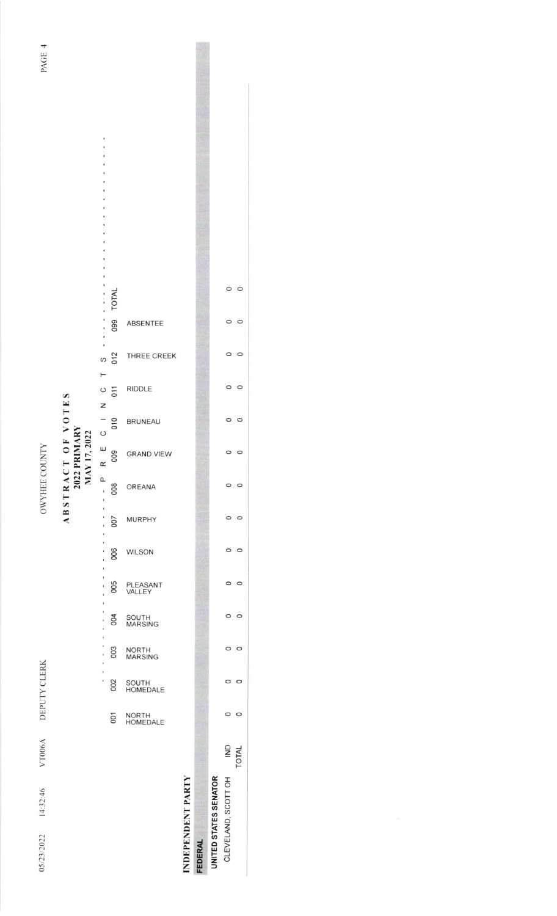# ABSTRACT OF VOTES
## 2022 PRIMARY
### MAY 17, 2022

## INDEPENDENT PARTY

### FEDERAL

| | | PRECINCTS | | | | | | | | | | | | | |
|---|---|---|---|---|---|---|---|---|---|---|---|---|---|---|---|
| | | 001 NORTH HOMEDALE | 002 SOUTH HOMEDALE | 003 NORTH MARSING | 004 SOUTH MARSING | 005 PLEASANT VALLEY | 006 WILSON | 007 MURPHY | 008 OREANA | 009 GRAND VIEW | 010 BRUNEAU | 011 RIDDLE | 012 THREE CREEK | 099 ABSENTEE | TOTAL |
| **UNITED STATES SENATOR** | | | | | | | | | | | | | | | |
| CLEVELAND, SCOTT OH | IND | 0 | 0 | 0 | 0 | 0 | 0 | 0 | 0 | 0 | 0 | 0 | 0 | 0 | 0 |
| | TOTAL | 0 | 0 | 0 | 0 | 0 | 0 | 0 | 0 | 0 | 0 | 0 | 0 | 0 | 0 |